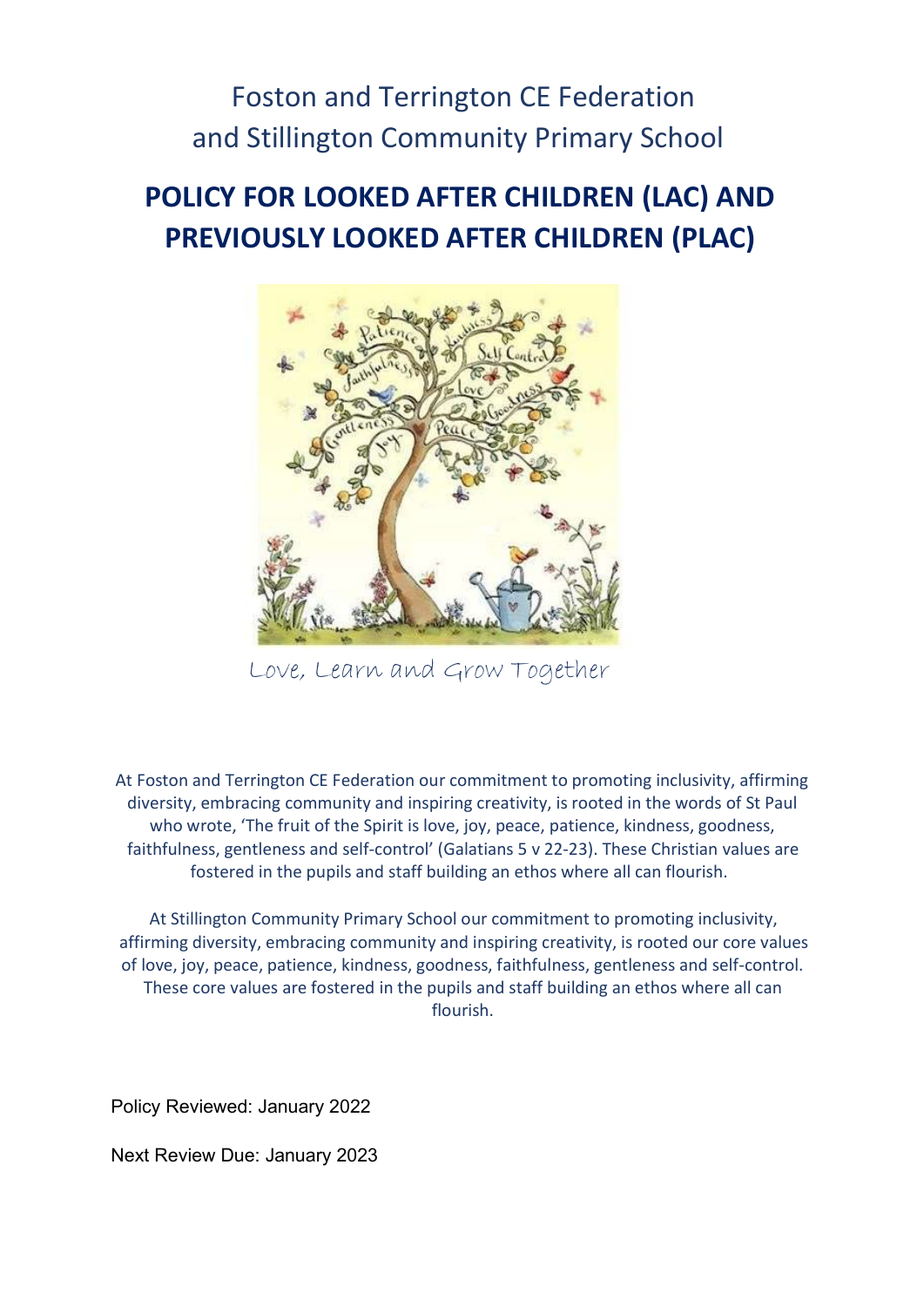Foston and Terrington CE Federation
and Stillington Community Primary School

# POLICY FOR LOOKED AFTER CHILDREN (LAC) AND PREVIOUSLY LOOKED AFTER CHILDREN (PLAC)

Love, Learn and Grow Together

At Foston and Terrington CE Federation our commitment to promoting inclusivity, affirming diversity, embracing community and inspiring creativity, is rooted in the words of St Paul who wrote, 'The fruit of the Spirit is love, joy, peace, patience, kindness, goodness, faithfulness, gentleness and self-control' (Galatians 5 v 22-23). These Christian values are fostered in the pupils and staff building an ethos where all can flourish.

At Stillington Community Primary School our commitment to promoting inclusivity, affirming diversity, embracing community and inspiring creativity, is rooted our core values of love, joy, peace, patience, kindness, goodness, faithfulness, gentleness and self-control. These core values are fostered in the pupils and staff building an ethos where all can flourish.

Policy Reviewed: January 2022

Next Review Due: January 2023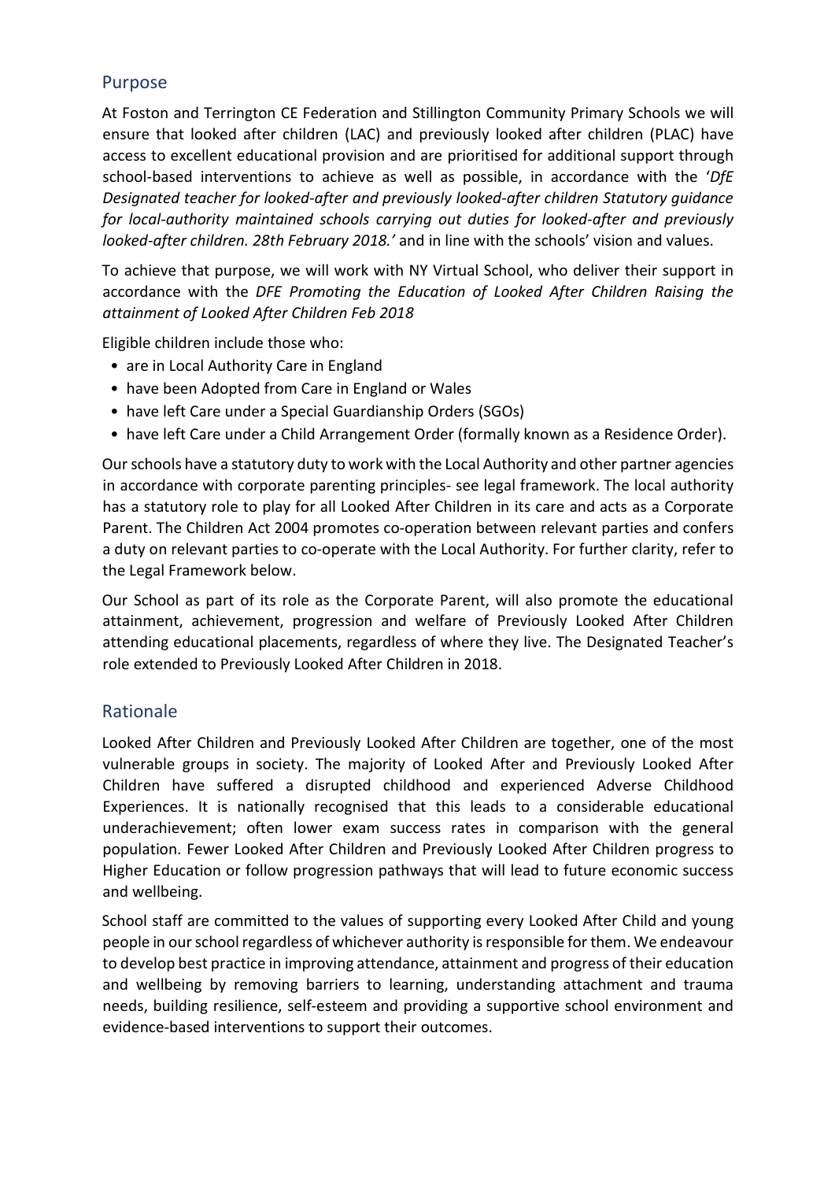## Purpose

At Foston and Terrington CE Federation and Stillington Community Primary Schools we will ensure that looked after children (LAC) and previously looked after children (PLAC) have access to excellent educational provision and are prioritised for additional support through school-based interventions to achieve as well as possible, in accordance with the '*DfE Designated teacher for looked-after and previously looked-after children Statutory guidance for local-authority maintained schools carrying out duties for looked-after and previously looked-after children. 28th February 2018.'* and in line with the schools' vision and values.

To achieve that purpose, we will work with NY Virtual School, who deliver their support in accordance with the *DFE Promoting the Education of Looked After Children Raising the attainment of Looked After Children Feb 2018*

Eligible children include those who:

- are in Local Authority Care in England
- have been Adopted from Care in England or Wales
- have left Care under a Special Guardianship Orders (SGOs)
- have left Care under a Child Arrangement Order (formally known as a Residence Order).

Our schools have a statutory duty to work with the Local Authority and other partner agencies in accordance with corporate parenting principles- see legal framework. The local authority has a statutory role to play for all Looked After Children in its care and acts as a Corporate Parent. The Children Act 2004 promotes co-operation between relevant parties and confers a duty on relevant parties to co-operate with the Local Authority. For further clarity, refer to the Legal Framework below.

Our School as part of its role as the Corporate Parent, will also promote the educational attainment, achievement, progression and welfare of Previously Looked After Children attending educational placements, regardless of where they live. The Designated Teacher's role extended to Previously Looked After Children in 2018.

## Rationale

Looked After Children and Previously Looked After Children are together, one of the most vulnerable groups in society. The majority of Looked After and Previously Looked After Children have suffered a disrupted childhood and experienced Adverse Childhood Experiences. It is nationally recognised that this leads to a considerable educational underachievement; often lower exam success rates in comparison with the general population. Fewer Looked After Children and Previously Looked After Children progress to Higher Education or follow progression pathways that will lead to future economic success and wellbeing.

School staff are committed to the values of supporting every Looked After Child and young people in our school regardless of whichever authority is responsible for them. We endeavour to develop best practice in improving attendance, attainment and progress of their education and wellbeing by removing barriers to learning, understanding attachment and trauma needs, building resilience, self-esteem and providing a supportive school environment and evidence-based interventions to support their outcomes.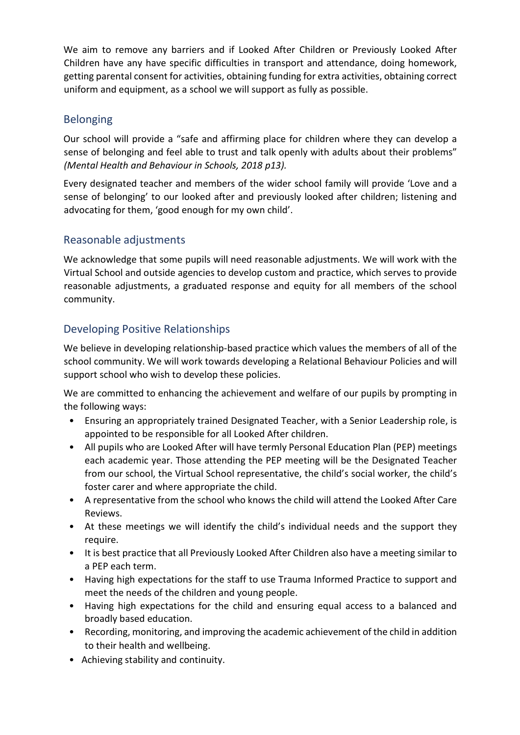We aim to remove any barriers and if Looked After Children or Previously Looked After Children have any have specific difficulties in transport and attendance, doing homework, getting parental consent for activities, obtaining funding for extra activities, obtaining correct uniform and equipment, as a school we will support as fully as possible.

## Belonging

Our school will provide a "safe and affirming place for children where they can develop a sense of belonging and feel able to trust and talk openly with adults about their problems" *(Mental Health and Behaviour in Schools, 2018 p13).*

Every designated teacher and members of the wider school family will provide 'Love and a sense of belonging' to our looked after and previously looked after children; listening and advocating for them, 'good enough for my own child'.

## Reasonable adjustments

We acknowledge that some pupils will need reasonable adjustments. We will work with the Virtual School and outside agencies to develop custom and practice, which serves to provide reasonable adjustments, a graduated response and equity for all members of the school community.

## Developing Positive Relationships

We believe in developing relationship-based practice which values the members of all of the school community. We will work towards developing a Relational Behaviour Policies and will support school who wish to develop these policies.

We are committed to enhancing the achievement and welfare of our pupils by prompting in the following ways:

- Ensuring an appropriately trained Designated Teacher, with a Senior Leadership role, is appointed to be responsible for all Looked After children.
- All pupils who are Looked After will have termly Personal Education Plan (PEP) meetings each academic year. Those attending the PEP meeting will be the Designated Teacher from our school, the Virtual School representative, the child's social worker, the child's foster carer and where appropriate the child.
- A representative from the school who knows the child will attend the Looked After Care Reviews.
- At these meetings we will identify the child's individual needs and the support they require.
- It is best practice that all Previously Looked After Children also have a meeting similar to a PEP each term.
- Having high expectations for the staff to use Trauma Informed Practice to support and meet the needs of the children and young people.
- Having high expectations for the child and ensuring equal access to a balanced and broadly based education.
- Recording, monitoring, and improving the academic achievement of the child in addition to their health and wellbeing.
- Achieving stability and continuity.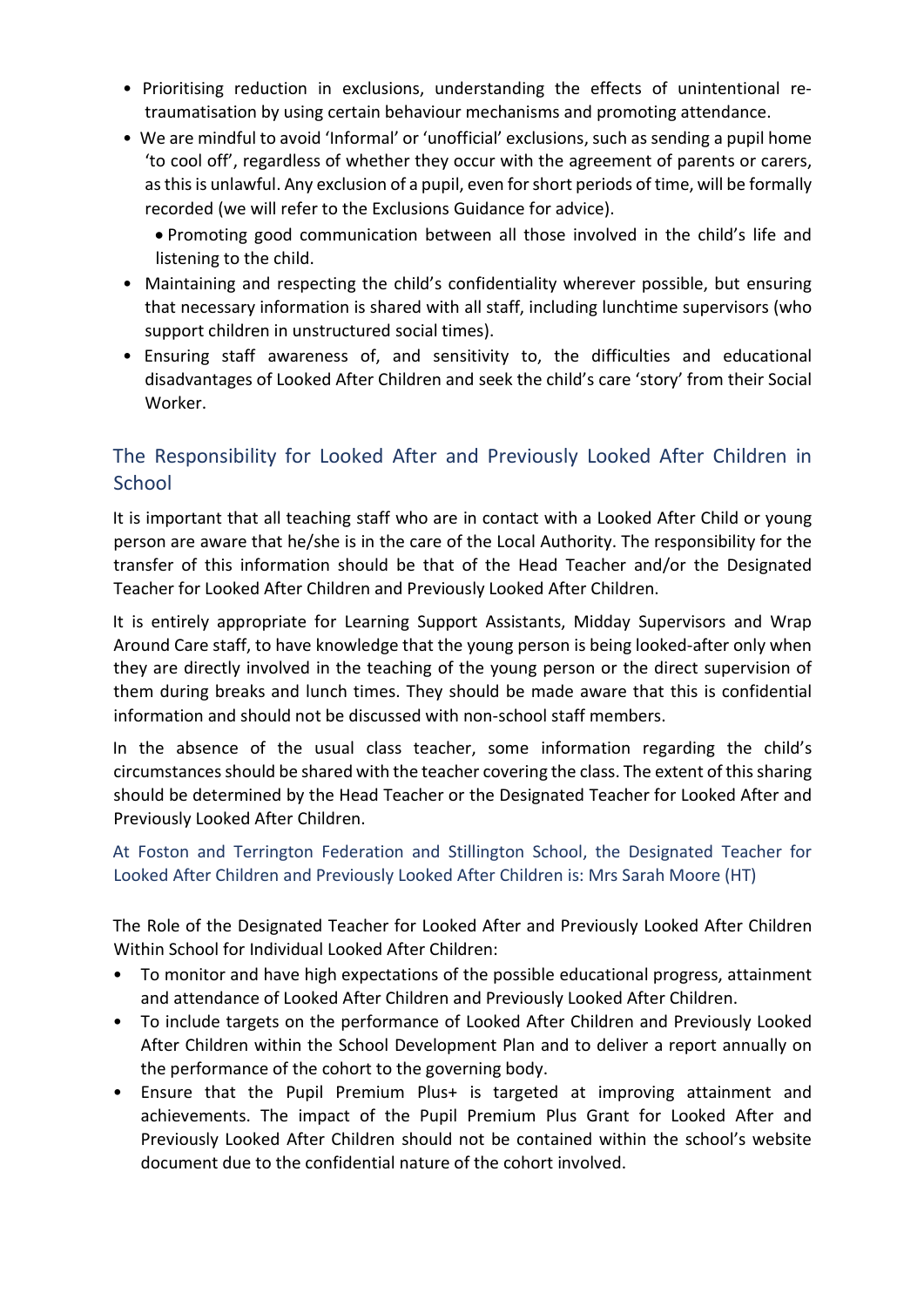- Prioritising reduction in exclusions, understanding the effects of unintentional re-traumatisation by using certain behaviour mechanisms and promoting attendance.
- We are mindful to avoid 'Informal' or 'unofficial' exclusions, such as sending a pupil home 'to cool off', regardless of whether they occur with the agreement of parents or carers, as this is unlawful. Any exclusion of a pupil, even for short periods of time, will be formally recorded (we will refer to the Exclusions Guidance for advice).
  - Promoting good communication between all those involved in the child's life and listening to the child.
- Maintaining and respecting the child's confidentiality wherever possible, but ensuring that necessary information is shared with all staff, including lunchtime supervisors (who support children in unstructured social times).
- Ensuring staff awareness of, and sensitivity to, the difficulties and educational disadvantages of Looked After Children and seek the child's care 'story' from their Social Worker.

## The Responsibility for Looked After and Previously Looked After Children in School

It is important that all teaching staff who are in contact with a Looked After Child or young person are aware that he/she is in the care of the Local Authority. The responsibility for the transfer of this information should be that of the Head Teacher and/or the Designated Teacher for Looked After Children and Previously Looked After Children.

It is entirely appropriate for Learning Support Assistants, Midday Supervisors and Wrap Around Care staff, to have knowledge that the young person is being looked-after only when they are directly involved in the teaching of the young person or the direct supervision of them during breaks and lunch times. They should be made aware that this is confidential information and should not be discussed with non-school staff members.

In the absence of the usual class teacher, some information regarding the child's circumstances should be shared with the teacher covering the class. The extent of this sharing should be determined by the Head Teacher or the Designated Teacher for Looked After and Previously Looked After Children.

At Foston and Terrington Federation and Stillington School, the Designated Teacher for Looked After Children and Previously Looked After Children is: Mrs Sarah Moore (HT)

The Role of the Designated Teacher for Looked After and Previously Looked After Children Within School for Individual Looked After Children:

- To monitor and have high expectations of the possible educational progress, attainment and attendance of Looked After Children and Previously Looked After Children.
- To include targets on the performance of Looked After Children and Previously Looked After Children within the School Development Plan and to deliver a report annually on the performance of the cohort to the governing body.
- Ensure that the Pupil Premium Plus+ is targeted at improving attainment and achievements. The impact of the Pupil Premium Plus Grant for Looked After and Previously Looked After Children should not be contained within the school's website document due to the confidential nature of the cohort involved.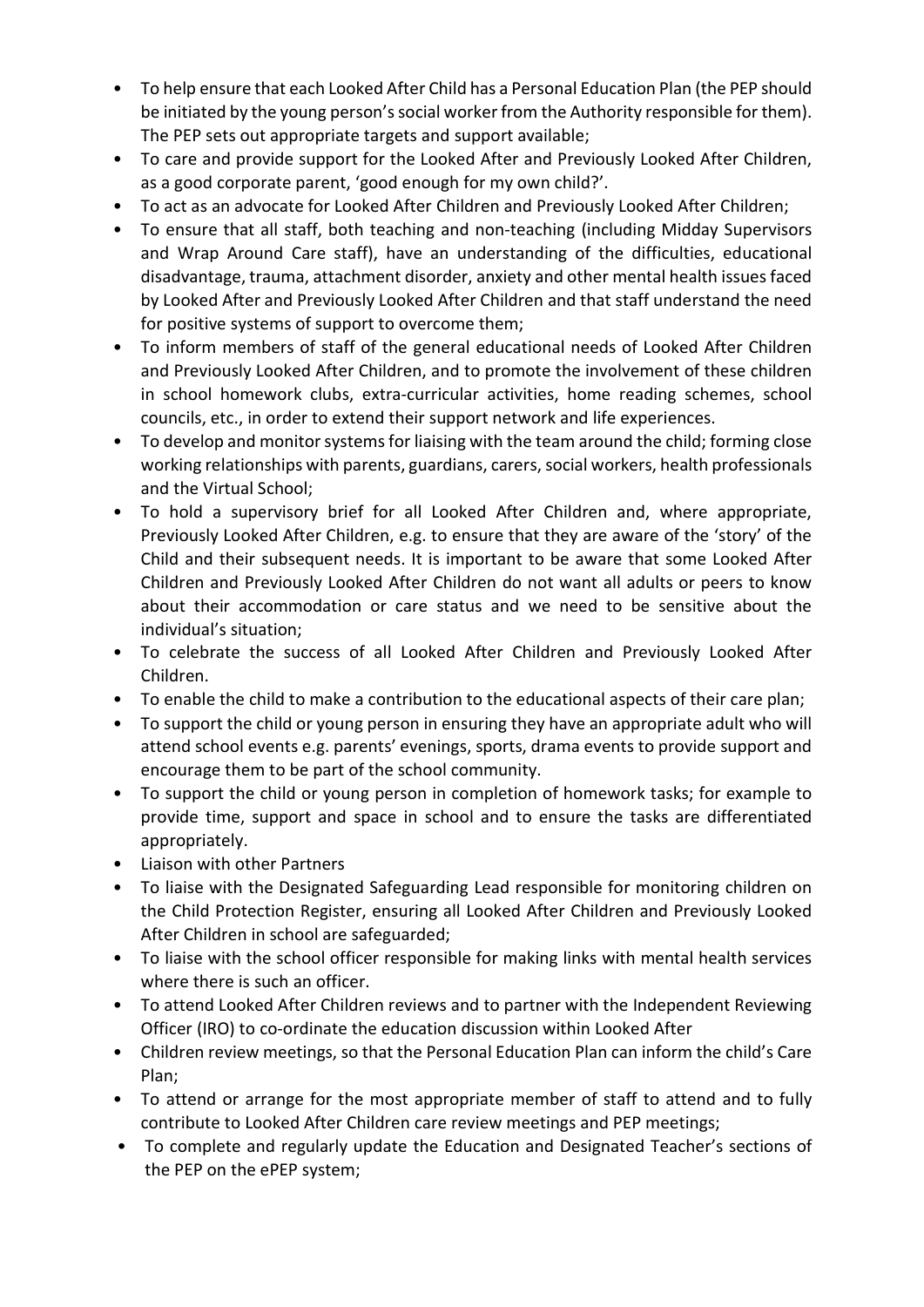- To help ensure that each Looked After Child has a Personal Education Plan (the PEP should be initiated by the young person's social worker from the Authority responsible for them). The PEP sets out appropriate targets and support available;
- To care and provide support for the Looked After and Previously Looked After Children, as a good corporate parent, 'good enough for my own child?'.
- To act as an advocate for Looked After Children and Previously Looked After Children;
- To ensure that all staff, both teaching and non-teaching (including Midday Supervisors and Wrap Around Care staff), have an understanding of the difficulties, educational disadvantage, trauma, attachment disorder, anxiety and other mental health issues faced by Looked After and Previously Looked After Children and that staff understand the need for positive systems of support to overcome them;
- To inform members of staff of the general educational needs of Looked After Children and Previously Looked After Children, and to promote the involvement of these children in school homework clubs, extra-curricular activities, home reading schemes, school councils, etc., in order to extend their support network and life experiences.
- To develop and monitor systems for liaising with the team around the child; forming close working relationships with parents, guardians, carers, social workers, health professionals and the Virtual School;
- To hold a supervisory brief for all Looked After Children and, where appropriate, Previously Looked After Children, e.g. to ensure that they are aware of the 'story' of the Child and their subsequent needs. It is important to be aware that some Looked After Children and Previously Looked After Children do not want all adults or peers to know about their accommodation or care status and we need to be sensitive about the individual's situation;
- To celebrate the success of all Looked After Children and Previously Looked After Children.
- To enable the child to make a contribution to the educational aspects of their care plan;
- To support the child or young person in ensuring they have an appropriate adult who will attend school events e.g. parents' evenings, sports, drama events to provide support and encourage them to be part of the school community.
- To support the child or young person in completion of homework tasks; for example to provide time, support and space in school and to ensure the tasks are differentiated appropriately.
- Liaison with other Partners
- To liaise with the Designated Safeguarding Lead responsible for monitoring children on the Child Protection Register, ensuring all Looked After Children and Previously Looked After Children in school are safeguarded;
- To liaise with the school officer responsible for making links with mental health services where there is such an officer.
- To attend Looked After Children reviews and to partner with the Independent Reviewing Officer (IRO) to co-ordinate the education discussion within Looked After
- Children review meetings, so that the Personal Education Plan can inform the child's Care Plan;
- To attend or arrange for the most appropriate member of staff to attend and to fully contribute to Looked After Children care review meetings and PEP meetings;
- To complete and regularly update the Education and Designated Teacher's sections of the PEP on the ePEP system;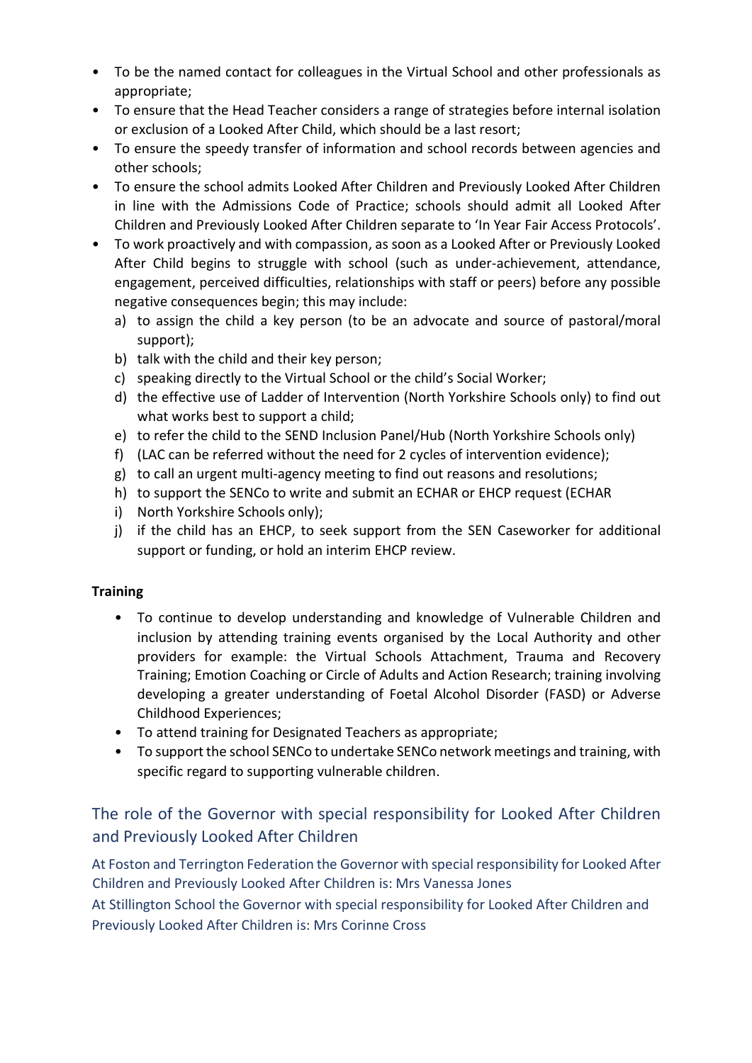- To be the named contact for colleagues in the Virtual School and other professionals as appropriate;
- To ensure that the Head Teacher considers a range of strategies before internal isolation or exclusion of a Looked After Child, which should be a last resort;
- To ensure the speedy transfer of information and school records between agencies and other schools;
- To ensure the school admits Looked After Children and Previously Looked After Children in line with the Admissions Code of Practice; schools should admit all Looked After Children and Previously Looked After Children separate to 'In Year Fair Access Protocols'.
- To work proactively and with compassion, as soon as a Looked After or Previously Looked After Child begins to struggle with school (such as under-achievement, attendance, engagement, perceived difficulties, relationships with staff or peers) before any possible negative consequences begin; this may include:
  a) to assign the child a key person (to be an advocate and source of pastoral/moral support);
  b) talk with the child and their key person;
  c) speaking directly to the Virtual School or the child's Social Worker;
  d) the effective use of Ladder of Intervention (North Yorkshire Schools only) to find out what works best to support a child;
  e) to refer the child to the SEND Inclusion Panel/Hub (North Yorkshire Schools only)
  f) (LAC can be referred without the need for 2 cycles of intervention evidence);
  g) to call an urgent multi-agency meeting to find out reasons and resolutions;
  h) to support the SENCo to write and submit an ECHAR or EHCP request (ECHAR
  i) North Yorkshire Schools only);
  j) if the child has an EHCP, to seek support from the SEN Caseworker for additional support or funding, or hold an interim EHCP review.

**Training**

- To continue to develop understanding and knowledge of Vulnerable Children and inclusion by attending training events organised by the Local Authority and other providers for example: the Virtual Schools Attachment, Trauma and Recovery Training; Emotion Coaching or Circle of Adults and Action Research; training involving developing a greater understanding of Foetal Alcohol Disorder (FASD) or Adverse Childhood Experiences;
- To attend training for Designated Teachers as appropriate;
- To support the school SENCo to undertake SENCo network meetings and training, with specific regard to supporting vulnerable children.

## The role of the Governor with special responsibility for Looked After Children and Previously Looked After Children

At Foston and Terrington Federation the Governor with special responsibility for Looked After Children and Previously Looked After Children is: Mrs Vanessa Jones

At Stillington School the Governor with special responsibility for Looked After Children and Previously Looked After Children is: Mrs Corinne Cross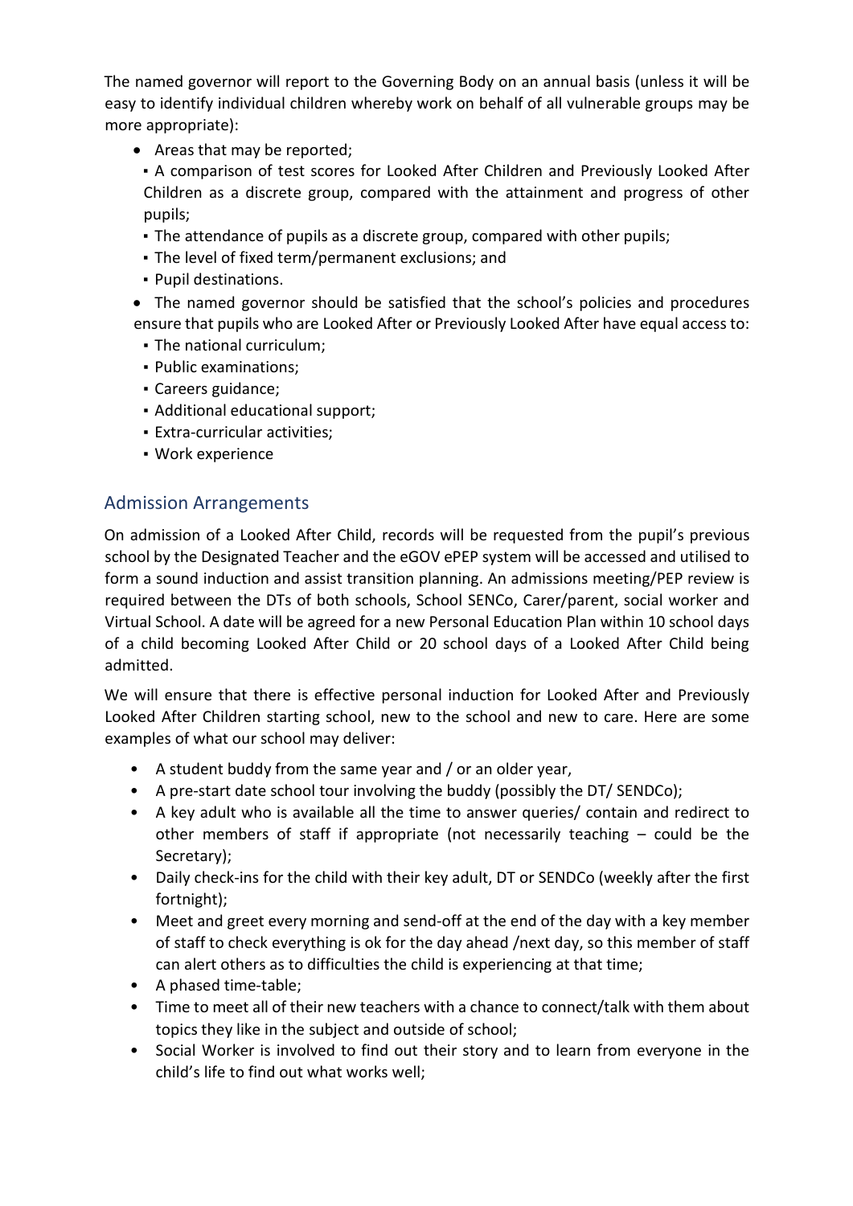The named governor will report to the Governing Body on an annual basis (unless it will be easy to identify individual children whereby work on behalf of all vulnerable groups may be more appropriate):

- Areas that may be reported;
  - A comparison of test scores for Looked After Children and Previously Looked After Children as a discrete group, compared with the attainment and progress of other pupils;
  - The attendance of pupils as a discrete group, compared with other pupils;
  - The level of fixed term/permanent exclusions; and
  - Pupil destinations.
- The named governor should be satisfied that the school's policies and procedures ensure that pupils who are Looked After or Previously Looked After have equal access to:
  - The national curriculum;
  - Public examinations;
  - Careers guidance;
  - Additional educational support;
  - Extra-curricular activities;
  - Work experience

## Admission Arrangements

On admission of a Looked After Child, records will be requested from the pupil's previous school by the Designated Teacher and the eGOV ePEP system will be accessed and utilised to form a sound induction and assist transition planning. An admissions meeting/PEP review is required between the DTs of both schools, School SENCo, Carer/parent, social worker and Virtual School. A date will be agreed for a new Personal Education Plan within 10 school days of a child becoming Looked After Child or 20 school days of a Looked After Child being admitted.

We will ensure that there is effective personal induction for Looked After and Previously Looked After Children starting school, new to the school and new to care. Here are some examples of what our school may deliver:

- A student buddy from the same year and / or an older year,
- A pre-start date school tour involving the buddy (possibly the DT/ SENDCo);
- A key adult who is available all the time to answer queries/ contain and redirect to other members of staff if appropriate (not necessarily teaching – could be the Secretary);
- Daily check-ins for the child with their key adult, DT or SENDCo (weekly after the first fortnight);
- Meet and greet every morning and send-off at the end of the day with a key member of staff to check everything is ok for the day ahead /next day, so this member of staff can alert others as to difficulties the child is experiencing at that time;
- A phased time-table;
- Time to meet all of their new teachers with a chance to connect/talk with them about topics they like in the subject and outside of school;
- Social Worker is involved to find out their story and to learn from everyone in the child's life to find out what works well;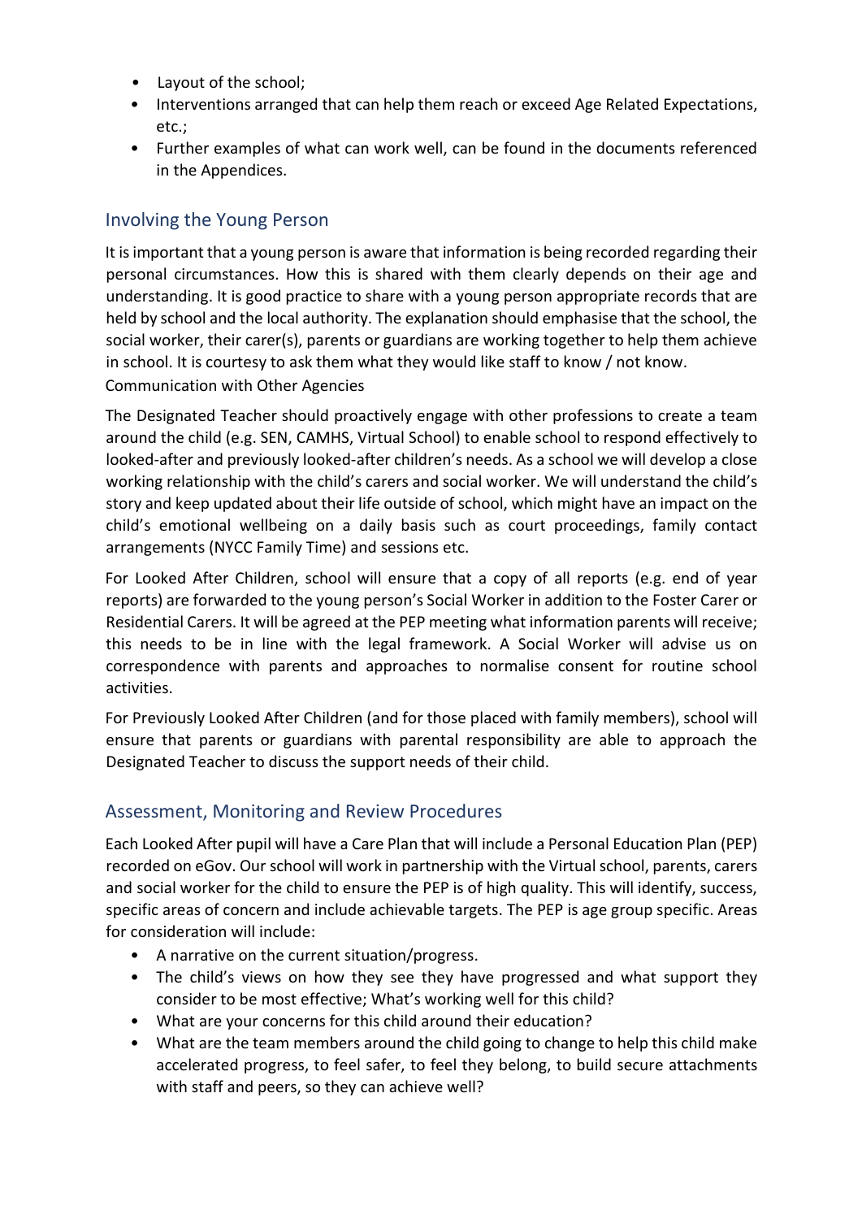- Layout of the school;
- Interventions arranged that can help them reach or exceed Age Related Expectations, etc.;
- Further examples of what can work well, can be found in the documents referenced in the Appendices.

## Involving the Young Person

It is important that a young person is aware that information is being recorded regarding their personal circumstances. How this is shared with them clearly depends on their age and understanding. It is good practice to share with a young person appropriate records that are held by school and the local authority. The explanation should emphasise that the school, the social worker, their carer(s), parents or guardians are working together to help them achieve in school. It is courtesy to ask them what they would like staff to know / not know.

Communication with Other Agencies

The Designated Teacher should proactively engage with other professions to create a team around the child (e.g. SEN, CAMHS, Virtual School) to enable school to respond effectively to looked-after and previously looked-after children's needs. As a school we will develop a close working relationship with the child's carers and social worker. We will understand the child's story and keep updated about their life outside of school, which might have an impact on the child's emotional wellbeing on a daily basis such as court proceedings, family contact arrangements (NYCC Family Time) and sessions etc.

For Looked After Children, school will ensure that a copy of all reports (e.g. end of year reports) are forwarded to the young person's Social Worker in addition to the Foster Carer or Residential Carers. It will be agreed at the PEP meeting what information parents will receive; this needs to be in line with the legal framework. A Social Worker will advise us on correspondence with parents and approaches to normalise consent for routine school activities.

For Previously Looked After Children (and for those placed with family members), school will ensure that parents or guardians with parental responsibility are able to approach the Designated Teacher to discuss the support needs of their child.

## Assessment, Monitoring and Review Procedures

Each Looked After pupil will have a Care Plan that will include a Personal Education Plan (PEP) recorded on eGov. Our school will work in partnership with the Virtual school, parents, carers and social worker for the child to ensure the PEP is of high quality. This will identify, success, specific areas of concern and include achievable targets. The PEP is age group specific. Areas for consideration will include:

- A narrative on the current situation/progress.
- The child's views on how they see they have progressed and what support they consider to be most effective; What's working well for this child?
- What are your concerns for this child around their education?
- What are the team members around the child going to change to help this child make accelerated progress, to feel safer, to feel they belong, to build secure attachments with staff and peers, so they can achieve well?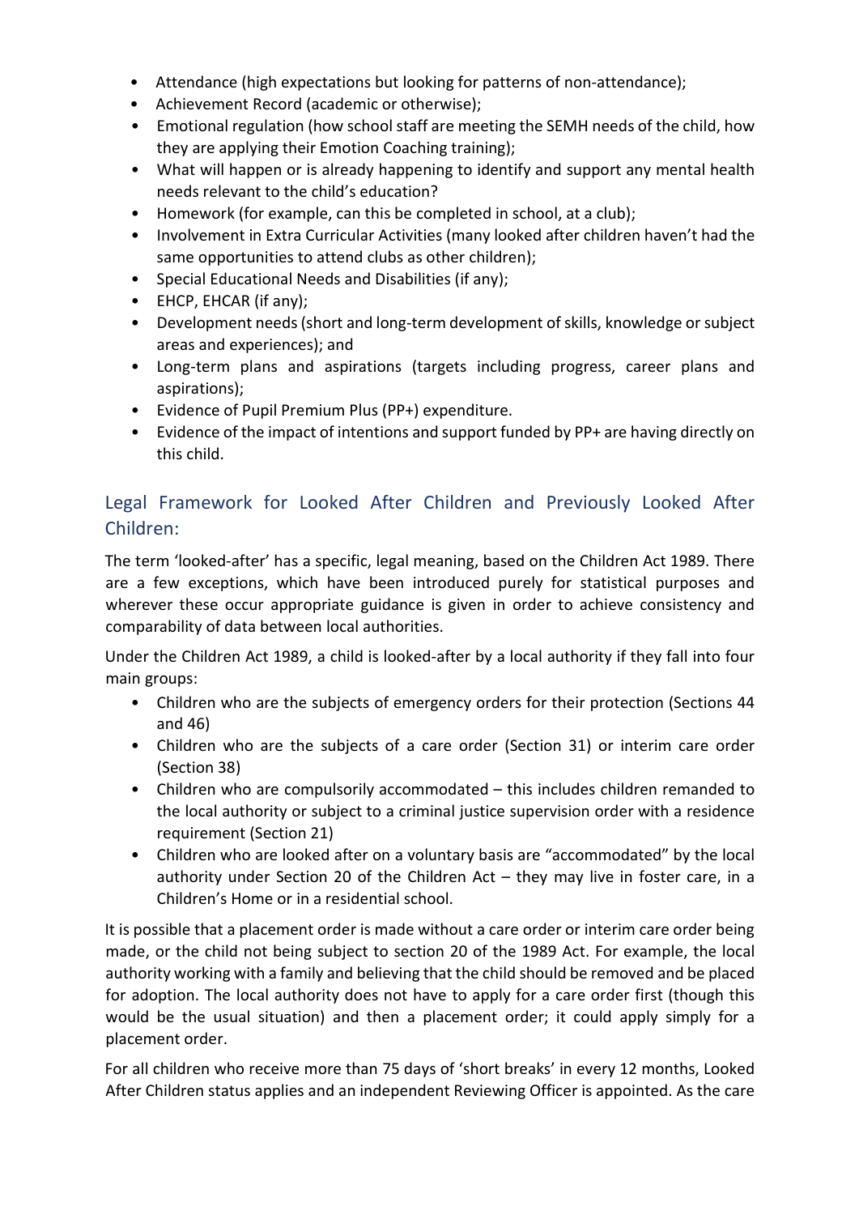- Attendance (high expectations but looking for patterns of non-attendance);
- Achievement Record (academic or otherwise);
- Emotional regulation (how school staff are meeting the SEMH needs of the child, how they are applying their Emotion Coaching training);
- What will happen or is already happening to identify and support any mental health needs relevant to the child's education?
- Homework (for example, can this be completed in school, at a club);
- Involvement in Extra Curricular Activities (many looked after children haven't had the same opportunities to attend clubs as other children);
- Special Educational Needs and Disabilities (if any);
- EHCP, EHCAR (if any);
- Development needs (short and long-term development of skills, knowledge or subject areas and experiences); and
- Long-term plans and aspirations (targets including progress, career plans and aspirations);
- Evidence of Pupil Premium Plus (PP+) expenditure.
- Evidence of the impact of intentions and support funded by PP+ are having directly on this child.

## Legal Framework for Looked After Children and Previously Looked After Children:

The term 'looked-after' has a specific, legal meaning, based on the Children Act 1989. There are a few exceptions, which have been introduced purely for statistical purposes and wherever these occur appropriate guidance is given in order to achieve consistency and comparability of data between local authorities.

Under the Children Act 1989, a child is looked-after by a local authority if they fall into four main groups:

- Children who are the subjects of emergency orders for their protection (Sections 44 and 46)
- Children who are the subjects of a care order (Section 31) or interim care order (Section 38)
- Children who are compulsorily accommodated – this includes children remanded to the local authority or subject to a criminal justice supervision order with a residence requirement (Section 21)
- Children who are looked after on a voluntary basis are "accommodated" by the local authority under Section 20 of the Children Act – they may live in foster care, in a Children's Home or in a residential school.

It is possible that a placement order is made without a care order or interim care order being made, or the child not being subject to section 20 of the 1989 Act. For example, the local authority working with a family and believing that the child should be removed and be placed for adoption. The local authority does not have to apply for a care order first (though this would be the usual situation) and then a placement order; it could apply simply for a placement order.

For all children who receive more than 75 days of 'short breaks' in every 12 months, Looked After Children status applies and an independent Reviewing Officer is appointed. As the care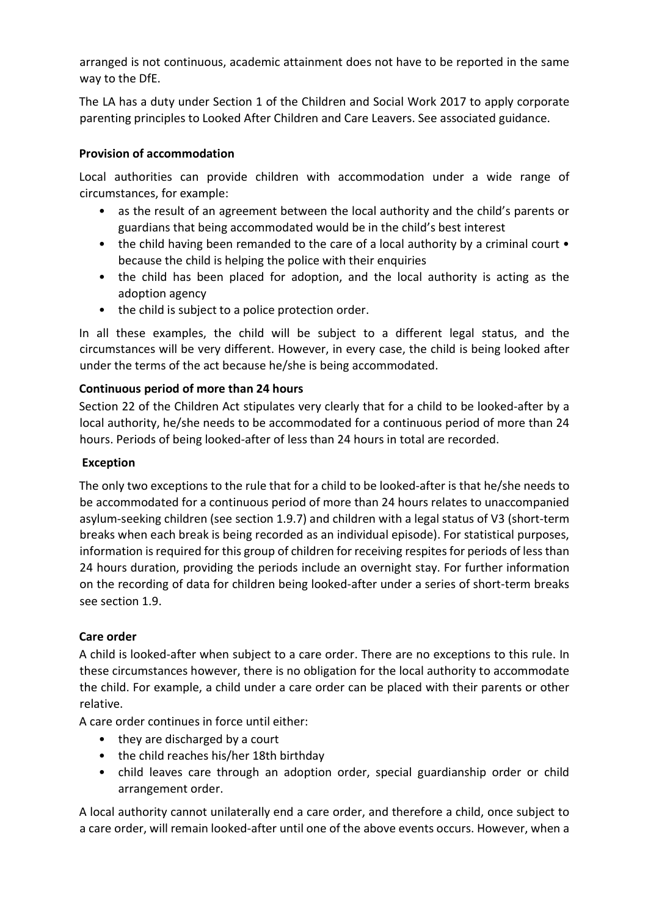arranged is not continuous, academic attainment does not have to be reported in the same way to the DfE.

The LA has a duty under Section 1 of the Children and Social Work 2017 to apply corporate parenting principles to Looked After Children and Care Leavers. See associated guidance.

**Provision of accommodation**

Local authorities can provide children with accommodation under a wide range of circumstances, for example:

- as the result of an agreement between the local authority and the child's parents or guardians that being accommodated would be in the child's best interest
- the child having been remanded to the care of a local authority by a criminal court • because the child is helping the police with their enquiries
- the child has been placed for adoption, and the local authority is acting as the adoption agency
- the child is subject to a police protection order.

In all these examples, the child will be subject to a different legal status, and the circumstances will be very different. However, in every case, the child is being looked after under the terms of the act because he/she is being accommodated.

**Continuous period of more than 24 hours**

Section 22 of the Children Act stipulates very clearly that for a child to be looked-after by a local authority, he/she needs to be accommodated for a continuous period of more than 24 hours. Periods of being looked-after of less than 24 hours in total are recorded.

**Exception**

The only two exceptions to the rule that for a child to be looked-after is that he/she needs to be accommodated for a continuous period of more than 24 hours relates to unaccompanied asylum-seeking children (see section 1.9.7) and children with a legal status of V3 (short-term breaks when each break is being recorded as an individual episode). For statistical purposes, information is required for this group of children for receiving respites for periods of less than 24 hours duration, providing the periods include an overnight stay. For further information on the recording of data for children being looked-after under a series of short-term breaks see section 1.9.

**Care order**

A child is looked-after when subject to a care order. There are no exceptions to this rule. In these circumstances however, there is no obligation for the local authority to accommodate the child. For example, a child under a care order can be placed with their parents or other relative.

A care order continues in force until either:

- they are discharged by a court
- the child reaches his/her 18th birthday
- child leaves care through an adoption order, special guardianship order or child arrangement order.

A local authority cannot unilaterally end a care order, and therefore a child, once subject to a care order, will remain looked-after until one of the above events occurs. However, when a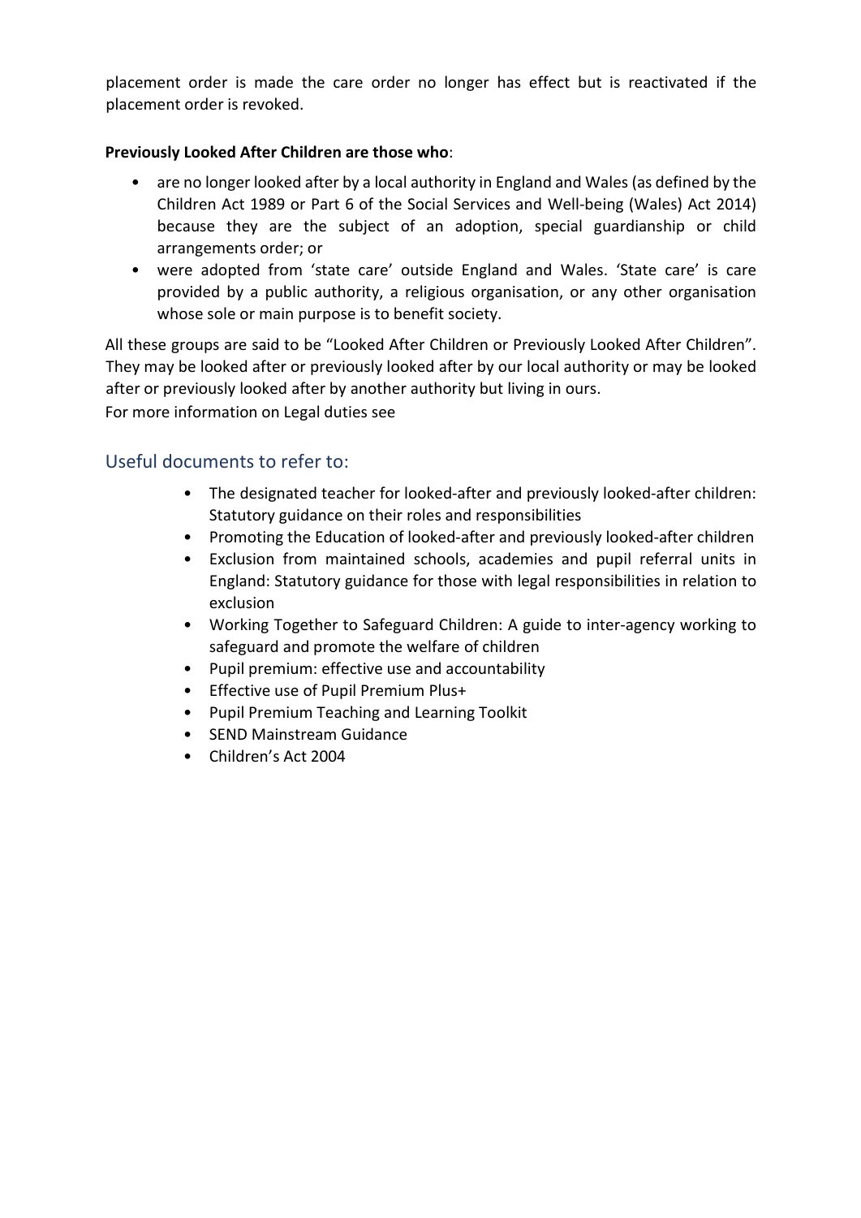placement order is made the care order no longer has effect but is reactivated if the placement order is revoked.

**Previously Looked After Children are those who**:

- are no longer looked after by a local authority in England and Wales (as defined by the Children Act 1989 or Part 6 of the Social Services and Well-being (Wales) Act 2014) because they are the subject of an adoption, special guardianship or child arrangements order; or
- were adopted from 'state care' outside England and Wales. 'State care' is care provided by a public authority, a religious organisation, or any other organisation whose sole or main purpose is to benefit society.

All these groups are said to be "Looked After Children or Previously Looked After Children". They may be looked after or previously looked after by our local authority or may be looked after or previously looked after by another authority but living in ours.
For more information on Legal duties see

## Useful documents to refer to:

- The designated teacher for looked-after and previously looked-after children: Statutory guidance on their roles and responsibilities
- Promoting the Education of looked-after and previously looked-after children
- Exclusion from maintained schools, academies and pupil referral units in England: Statutory guidance for those with legal responsibilities in relation to exclusion
- Working Together to Safeguard Children: A guide to inter-agency working to safeguard and promote the welfare of children
- Pupil premium: effective use and accountability
- Effective use of Pupil Premium Plus+
- Pupil Premium Teaching and Learning Toolkit
- SEND Mainstream Guidance
- Children's Act 2004